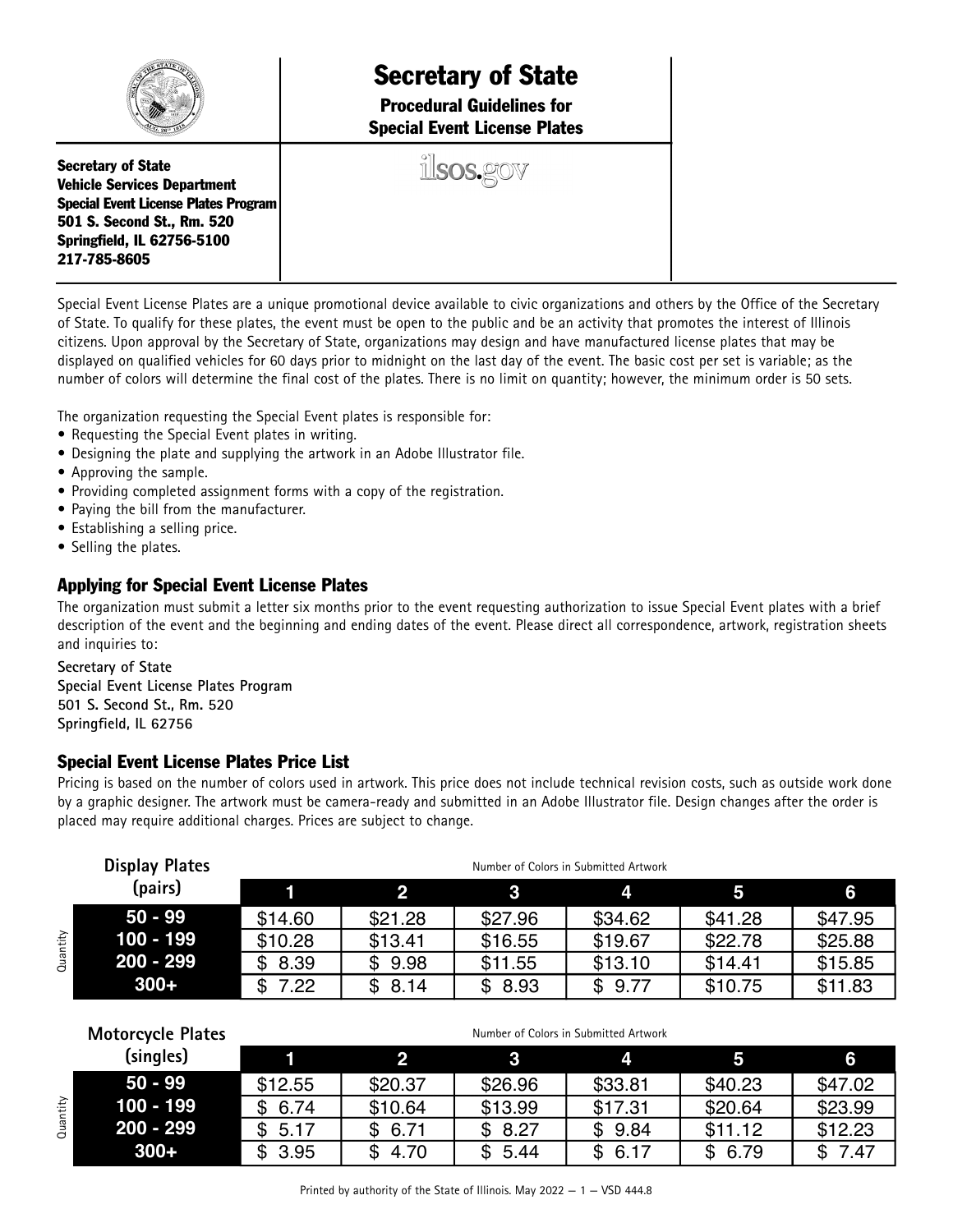# Secretary of State

## Procedural Guidelines for Special Event License Plates

**Secretary of State**
**Vehicle Services Department**
**Special Event License Plates Program**
**501 S. Second St., Rm. 520**
**Springfield, IL 62756-5100**
**217-785-8605**

ilsos.gov

Special Event License Plates are a unique promotional device available to civic organizations and others by the Office of the Secretary of State. To qualify for these plates, the event must be open to the public and be an activity that promotes the interest of Illinois citizens. Upon approval by the Secretary of State, organizations may design and have manufactured license plates that may be displayed on qualified vehicles for 60 days prior to midnight on the last day of the event. The basic cost per set is variable; as the number of colors will determine the final cost of the plates. There is no limit on quantity; however, the minimum order is 50 sets.

The organization requesting the Special Event plates is responsible for:

- Requesting the Special Event plates in writing.
- Designing the plate and supplying the artwork in an Adobe Illustrator file.
- Approving the sample.
- Providing completed assignment forms with a copy of the registration.
- Paying the bill from the manufacturer.
- Establishing a selling price.
- Selling the plates.

## Applying for Special Event License Plates

The organization must submit a letter six months prior to the event requesting authorization to issue Special Event plates with a brief description of the event and the beginning and ending dates of the event. Please direct all correspondence, artwork, registration sheets and inquiries to:

**Secretary of State**
**Special Event License Plates Program**
**501 S. Second St., Rm. 520**
**Springfield, IL 62756**

## Special Event License Plates Price List

Pricing is based on the number of colors used in artwork. This price does not include technical revision costs, such as outside work done by a graphic designer. The artwork must be camera-ready and submitted in an Adobe Illustrator file. Design changes after the order is placed may require additional charges. Prices are subject to change.

| Display Plates (pairs) — Quantity | Number of Colors in Submitted Artwork | | | | | |
|---|---|---|---|---|---|---|
| | 1 | 2 | 3 | 4 | 5 | 6 |
| 50 - 99 | $14.60 | $21.28 | $27.96 | $34.62 | $41.28 | $47.95 |
| 100 - 199 | $10.28 | $13.41 | $16.55 | $19.67 | $22.78 | $25.88 |
| 200 - 299 | $ 8.39 | $ 9.98 | $11.55 | $13.10 | $14.41 | $15.85 |
| 300+ | $ 7.22 | $ 8.14 | $ 8.93 | $ 9.77 | $10.75 | $11.83 |

| Motorcycle Plates (singles) — Quantity | Number of Colors in Submitted Artwork | | | | | |
|---|---|---|---|---|---|---|
| | 1 | 2 | 3 | 4 | 5 | 6 |
| 50 - 99 | $12.55 | $20.37 | $26.96 | $33.81 | $40.23 | $47.02 |
| 100 - 199 | $ 6.74 | $10.64 | $13.99 | $17.31 | $20.64 | $23.99 |
| 200 - 299 | $ 5.17 | $ 6.71 | $ 8.27 | $ 9.84 | $11.12 | $12.23 |
| 300+ | $ 3.95 | $ 4.70 | $ 5.44 | $ 6.17 | $ 6.79 | $ 7.47 |

Printed by authority of the State of Illinois. May 2022 — 1 — VSD 444.8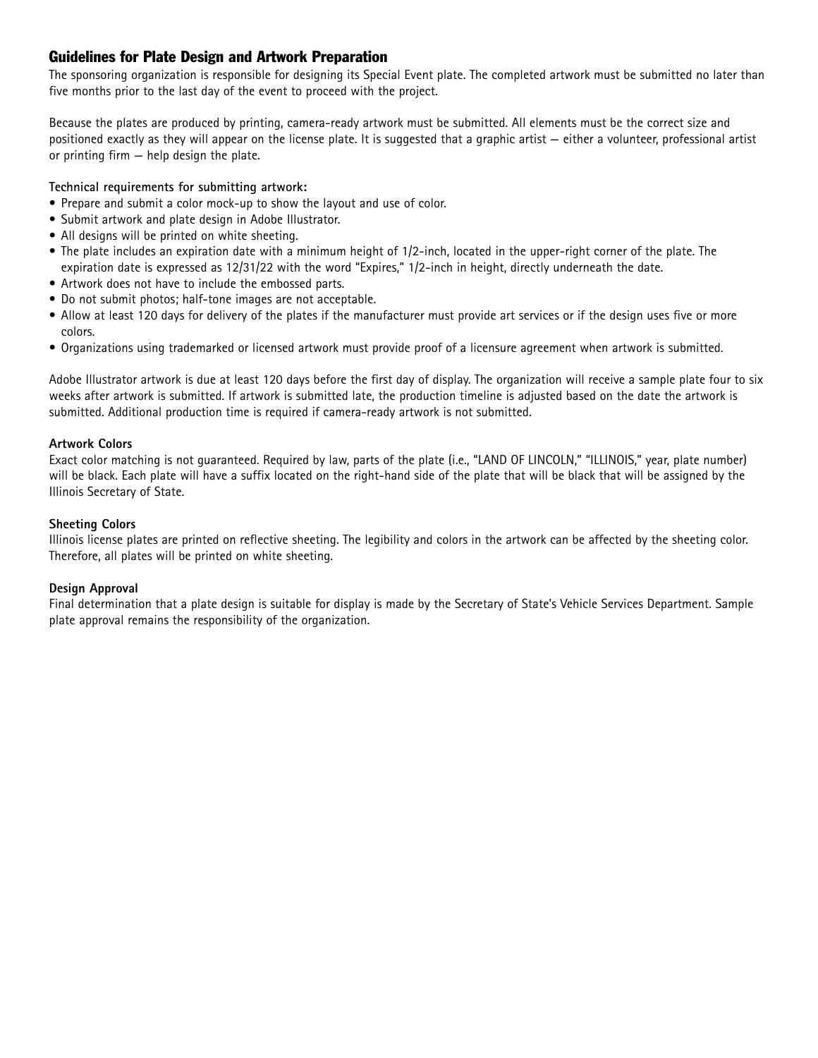## Guidelines for Plate Design and Artwork Preparation

The sponsoring organization is responsible for designing its Special Event plate. The completed artwork must be submitted no later than five months prior to the last day of the event to proceed with the project.

Because the plates are produced by printing, camera-ready artwork must be submitted. All elements must be the correct size and positioned exactly as they will appear on the license plate. It is suggested that a graphic artist — either a volunteer, professional artist or printing firm — help design the plate.

**Technical requirements for submitting artwork:**

- Prepare and submit a color mock-up to show the layout and use of color.
- Submit artwork and plate design in Adobe Illustrator.
- All designs will be printed on white sheeting.
- The plate includes an expiration date with a minimum height of 1/2-inch, located in the upper-right corner of the plate. The expiration date is expressed as 12/31/22 with the word "Expires," 1/2-inch in height, directly underneath the date.
- Artwork does not have to include the embossed parts.
- Do not submit photos; half-tone images are not acceptable.
- Allow at least 120 days for delivery of the plates if the manufacturer must provide art services or if the design uses five or more colors.
- Organizations using trademarked or licensed artwork must provide proof of a licensure agreement when artwork is submitted.

Adobe Illustrator artwork is due at least 120 days before the first day of display. The organization will receive a sample plate four to six weeks after artwork is submitted. If artwork is submitted late, the production timeline is adjusted based on the date the artwork is submitted. Additional production time is required if camera-ready artwork is not submitted.

**Artwork Colors**

Exact color matching is not guaranteed. Required by law, parts of the plate (i.e., "LAND OF LINCOLN," "ILLINOIS," year, plate number) will be black. Each plate will have a suffix located on the right-hand side of the plate that will be black that will be assigned by the Illinois Secretary of State.

**Sheeting Colors**

Illinois license plates are printed on reflective sheeting. The legibility and colors in the artwork can be affected by the sheeting color. Therefore, all plates will be printed on white sheeting.

**Design Approval**

Final determination that a plate design is suitable for display is made by the Secretary of State's Vehicle Services Department. Sample plate approval remains the responsibility of the organization.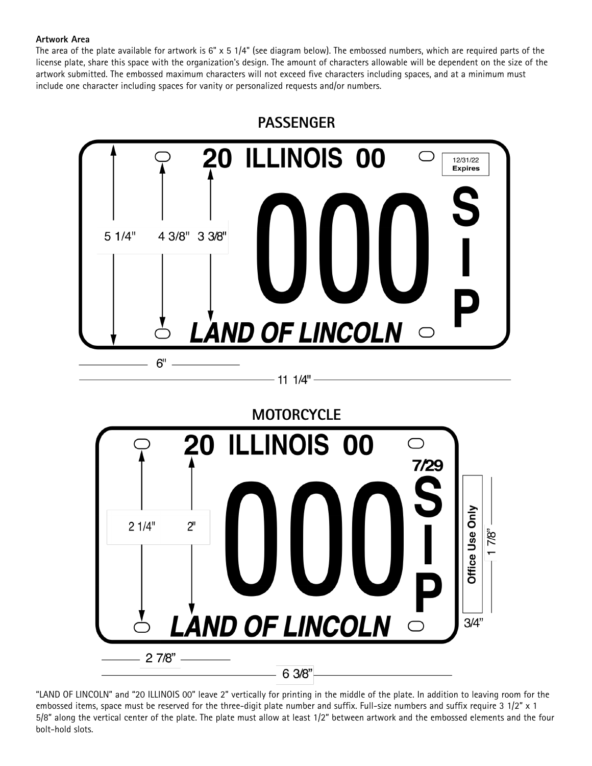**Artwork Area**

The area of the plate available for artwork is 6" x 5 1/4" (see diagram below). The embossed numbers, which are required parts of the license plate, share this space with the organization's design. The amount of characters allowable will be dependent on the size of the artwork submitted. The embossed maximum characters will not exceed five characters including spaces, and at a minimum must include one character including spaces for vanity or personalized requests and/or numbers.

**PASSENGER**

20 ILLINOIS 00

12/31/22 Expires

5 1/4" 4 3/8" 3 3/8"

000 SIP

LAND OF LINCOLN

6"

11 1/4"

**MOTORCYCLE**

20 ILLINOIS 00

7/29

2 1/4" 2"

000 SIP

Office Use Only

1 7/8"

3/4"

LAND OF LINCOLN

2 7/8"

6 3/8"

"LAND OF LINCOLN" and "20 ILLINOIS 00" leave 2" vertically for printing in the middle of the plate. In addition to leaving room for the embossed items, space must be reserved for the three-digit plate number and suffix. Full-size numbers and suffix require 3 1/2" x 1 5/8" along the vertical center of the plate. The plate must allow at least 1/2" between artwork and the embossed elements and the four bolt-hold slots.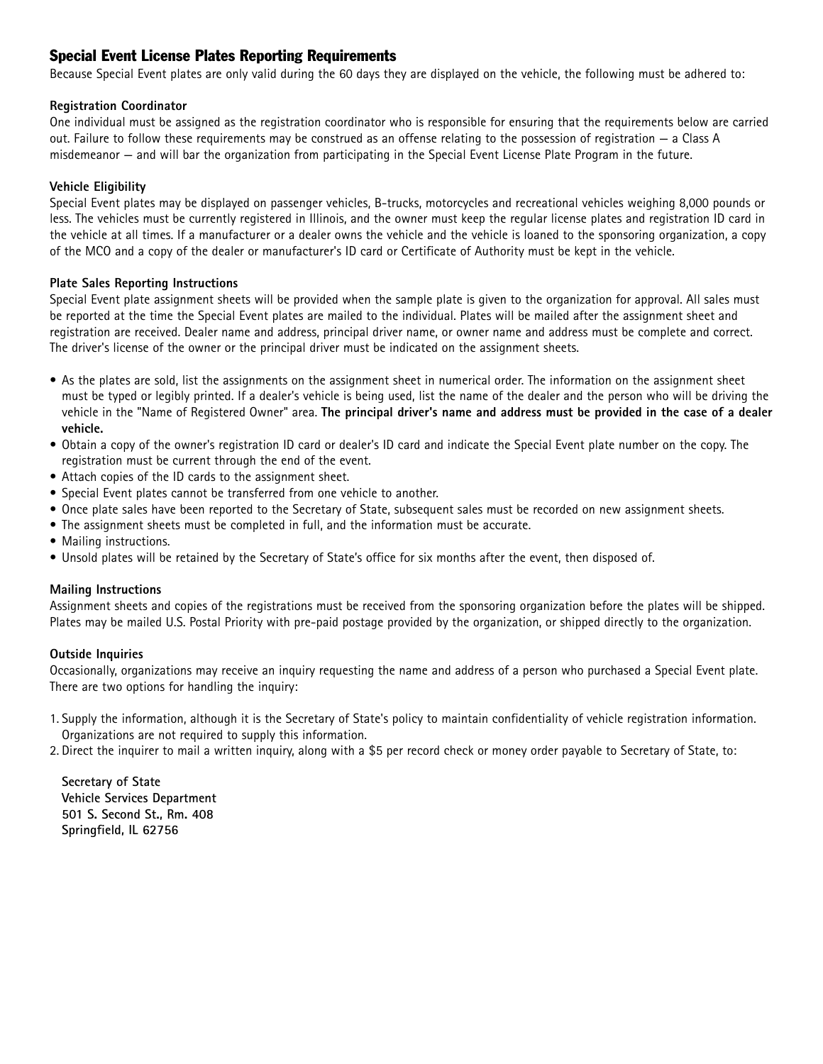## Special Event License Plates Reporting Requirements

Because Special Event plates are only valid during the 60 days they are displayed on the vehicle, the following must be adhered to:

**Registration Coordinator**

One individual must be assigned as the registration coordinator who is responsible for ensuring that the requirements below are carried out. Failure to follow these requirements may be construed as an offense relating to the possession of registration — a Class A misdemeanor — and will bar the organization from participating in the Special Event License Plate Program in the future.

**Vehicle Eligibility**

Special Event plates may be displayed on passenger vehicles, B-trucks, motorcycles and recreational vehicles weighing 8,000 pounds or less. The vehicles must be currently registered in Illinois, and the owner must keep the regular license plates and registration ID card in the vehicle at all times. If a manufacturer or a dealer owns the vehicle and the vehicle is loaned to the sponsoring organization, a copy of the MCO and a copy of the dealer or manufacturer's ID card or Certificate of Authority must be kept in the vehicle.

**Plate Sales Reporting Instructions**

Special Event plate assignment sheets will be provided when the sample plate is given to the organization for approval. All sales must be reported at the time the Special Event plates are mailed to the individual. Plates will be mailed after the assignment sheet and registration are received. Dealer name and address, principal driver name, or owner name and address must be complete and correct. The driver's license of the owner or the principal driver must be indicated on the assignment sheets.

- As the plates are sold, list the assignments on the assignment sheet in numerical order. The information on the assignment sheet must be typed or legibly printed. If a dealer's vehicle is being used, list the name of the dealer and the person who will be driving the vehicle in the "Name of Registered Owner" area. **The principal driver's name and address must be provided in the case of a dealer vehicle.**
- Obtain a copy of the owner's registration ID card or dealer's ID card and indicate the Special Event plate number on the copy. The registration must be current through the end of the event.
- Attach copies of the ID cards to the assignment sheet.
- Special Event plates cannot be transferred from one vehicle to another.
- Once plate sales have been reported to the Secretary of State, subsequent sales must be recorded on new assignment sheets.
- The assignment sheets must be completed in full, and the information must be accurate.
- Mailing instructions.
- Unsold plates will be retained by the Secretary of State's office for six months after the event, then disposed of.

**Mailing Instructions**

Assignment sheets and copies of the registrations must be received from the sponsoring organization before the plates will be shipped. Plates may be mailed U.S. Postal Priority with pre-paid postage provided by the organization, or shipped directly to the organization.

**Outside Inquiries**

Occasionally, organizations may receive an inquiry requesting the name and address of a person who purchased a Special Event plate. There are two options for handling the inquiry:

1. Supply the information, although it is the Secretary of State's policy to maintain confidentiality of vehicle registration information. Organizations are not required to supply this information.
2. Direct the inquirer to mail a written inquiry, along with a $5 per record check or money order payable to Secretary of State, to:

**Secretary of State**
**Vehicle Services Department**
**501 S. Second St., Rm. 408**
**Springfield, IL 62756**